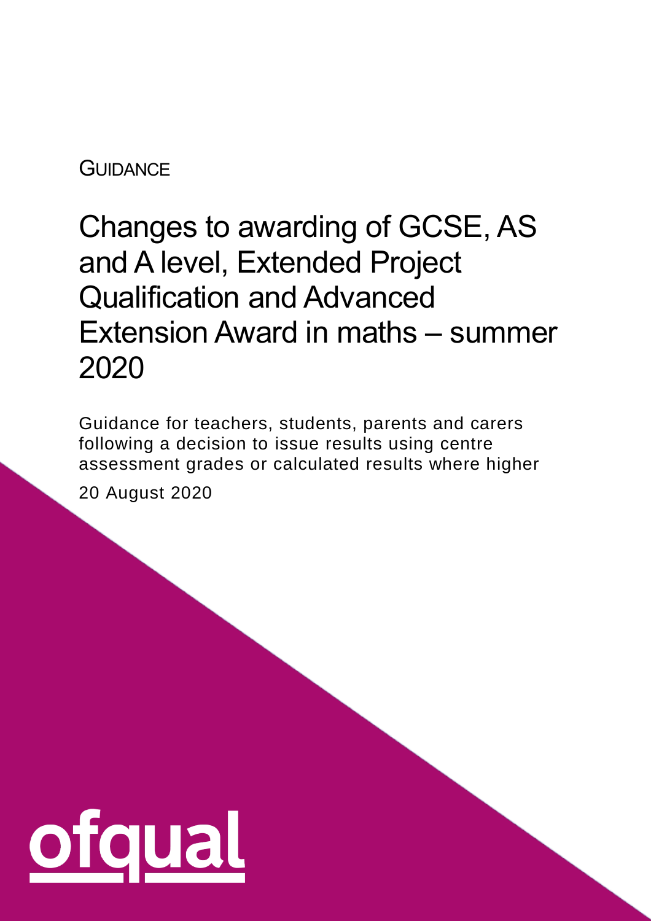GUIDANCE

# Changes to awarding of GCSE, AS and A level, Extended Project Qualification and Advanced Extension Award in maths – summer 2020

Guidance for teachers, students, parents and carers following a decision to issue results using centre assessment grades or calculated results where higher

20 August 2020

ofqual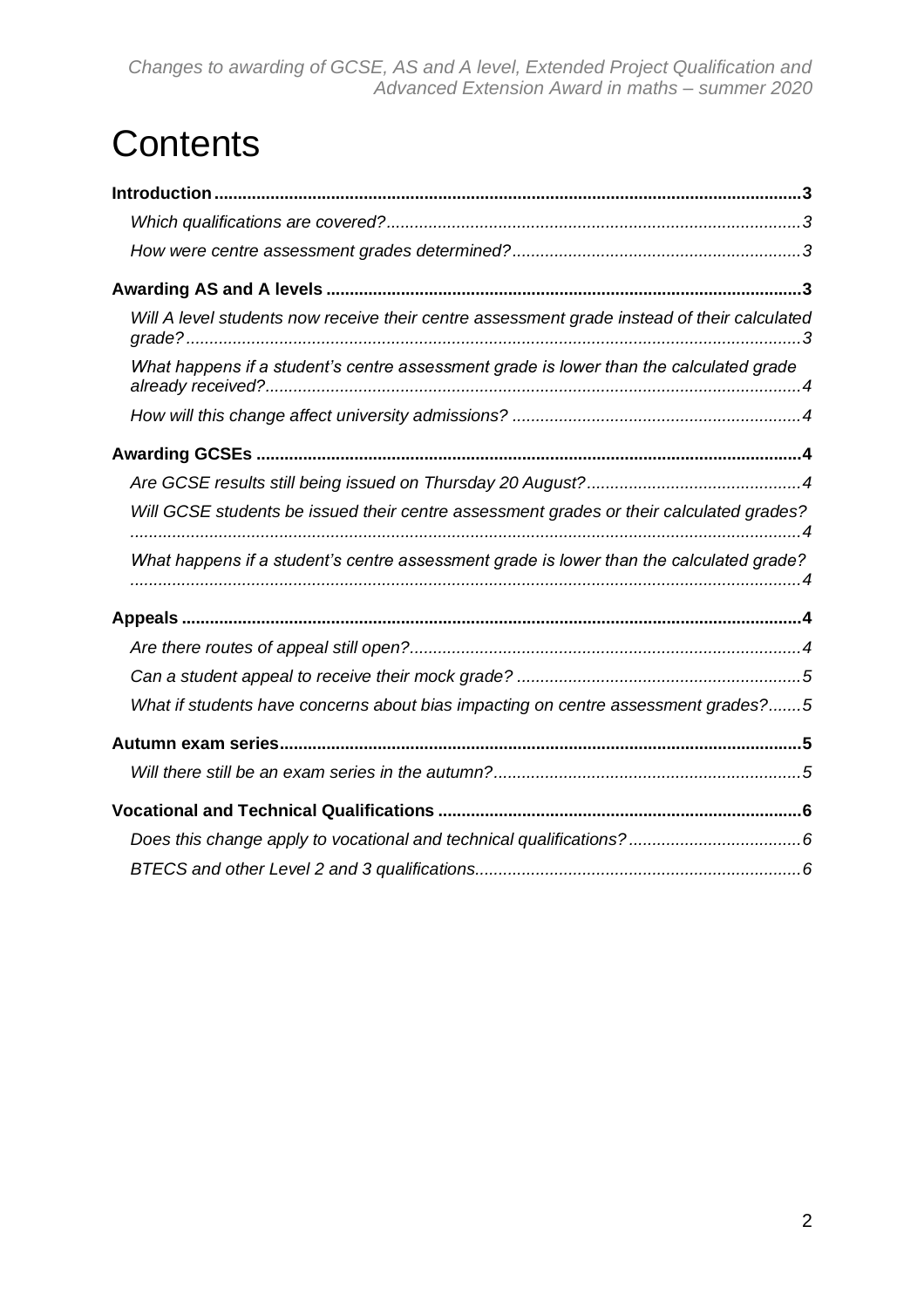# Contents

**Introduction** ... 3

*Which qualifications are covered?* ... 3

*How were centre assessment grades determined?* ... 3

**Awarding AS and A levels** ... 3

*Will A level students now receive their centre assessment grade instead of their calculated grade?* ... 3

*What happens if a student's centre assessment grade is lower than the calculated grade already received?* ... 4

*How will this change affect university admissions?* ... 4

**Awarding GCSEs** ... 4

*Are GCSE results still being issued on Thursday 20 August?* ... 4

*Will GCSE students be issued their centre assessment grades or their calculated grades?* ... 4

*What happens if a student's centre assessment grade is lower than the calculated grade?* ... 4

**Appeals** ... 4

*Are there routes of appeal still open?* ... 4

*Can a student appeal to receive their mock grade?* ... 5

*What if students have concerns about bias impacting on centre assessment grades?* ... 5

**Autumn exam series** ... 5

*Will there still be an exam series in the autumn?* ... 5

**Vocational and Technical Qualifications** ... 6

*Does this change apply to vocational and technical qualifications?* ... 6

*BTECS and other Level 2 and 3 qualifications* ... 6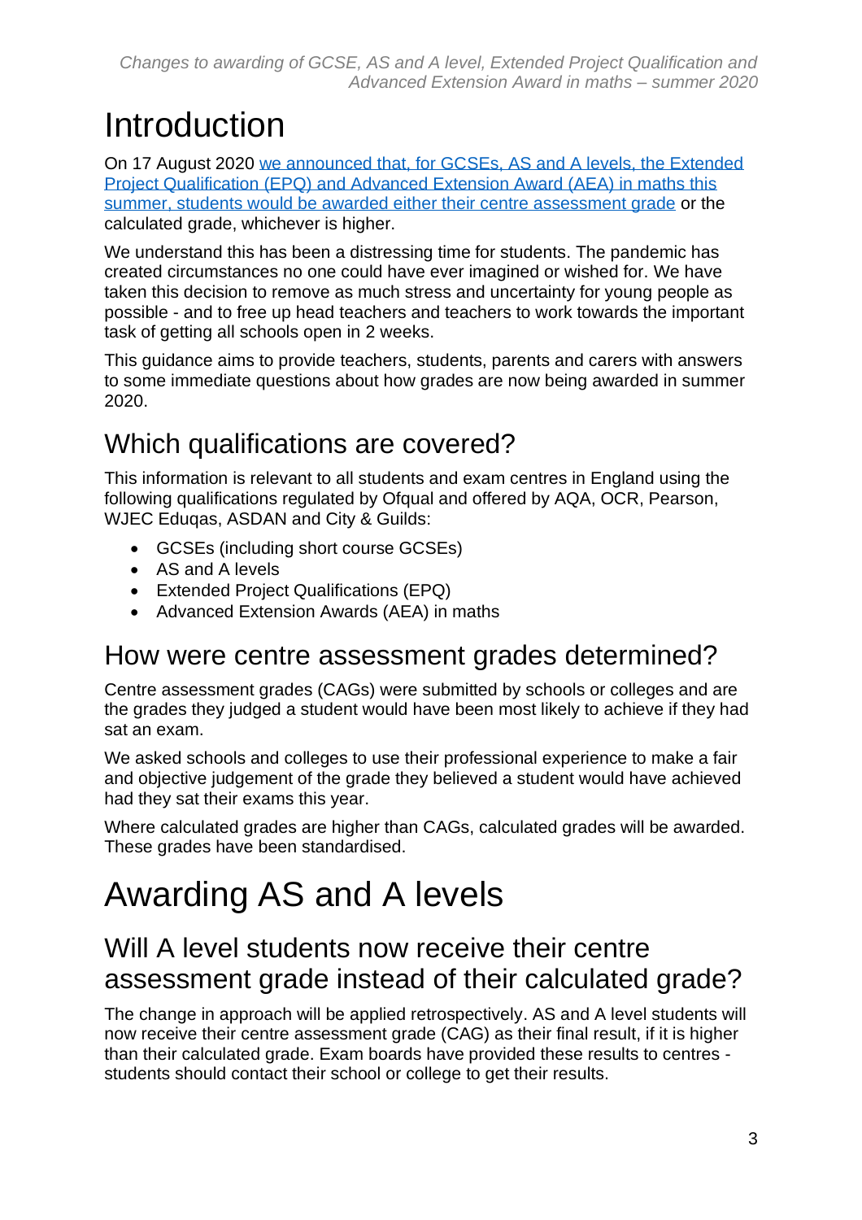# Introduction

On 17 August 2020 [we announced that, for GCSEs, AS and A levels, the Extended Project Qualification (EPQ) and Advanced Extension Award (AEA) in maths this summer, students would be awarded either their centre assessment grade]() or the calculated grade, whichever is higher.

We understand this has been a distressing time for students. The pandemic has created circumstances no one could have ever imagined or wished for. We have taken this decision to remove as much stress and uncertainty for young people as possible - and to free up head teachers and teachers to work towards the important task of getting all schools open in 2 weeks.

This guidance aims to provide teachers, students, parents and carers with answers to some immediate questions about how grades are now being awarded in summer 2020.

## Which qualifications are covered?

This information is relevant to all students and exam centres in England using the following qualifications regulated by Ofqual and offered by AQA, OCR, Pearson, WJEC Eduqas, ASDAN and City & Guilds:

- GCSEs (including short course GCSEs)
- AS and A levels
- Extended Project Qualifications (EPQ)
- Advanced Extension Awards (AEA) in maths

## How were centre assessment grades determined?

Centre assessment grades (CAGs) were submitted by schools or colleges and are the grades they judged a student would have been most likely to achieve if they had sat an exam.

We asked schools and colleges to use their professional experience to make a fair and objective judgement of the grade they believed a student would have achieved had they sat their exams this year.

Where calculated grades are higher than CAGs, calculated grades will be awarded. These grades have been standardised.

# Awarding AS and A levels

## Will A level students now receive their centre assessment grade instead of their calculated grade?

The change in approach will be applied retrospectively. AS and A level students will now receive their centre assessment grade (CAG) as their final result, if it is higher than their calculated grade. Exam boards have provided these results to centres - students should contact their school or college to get their results.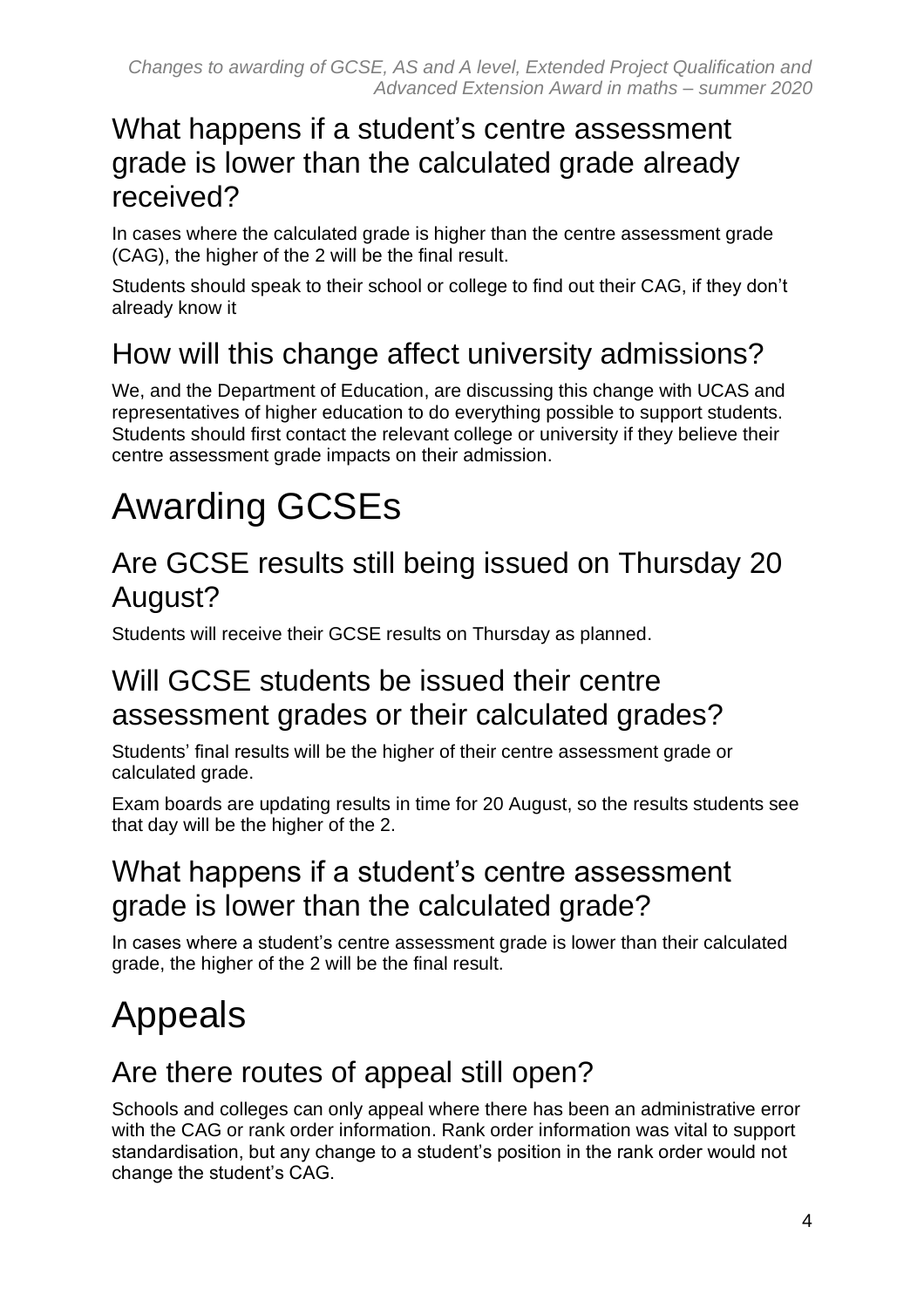## What happens if a student's centre assessment grade is lower than the calculated grade already received?

In cases where the calculated grade is higher than the centre assessment grade (CAG), the higher of the 2 will be the final result.

Students should speak to their school or college to find out their CAG, if they don't already know it

## How will this change affect university admissions?

We, and the Department of Education, are discussing this change with UCAS and representatives of higher education to do everything possible to support students. Students should first contact the relevant college or university if they believe their centre assessment grade impacts on their admission.

# Awarding GCSEs

## Are GCSE results still being issued on Thursday 20 August?

Students will receive their GCSE results on Thursday as planned.

## Will GCSE students be issued their centre assessment grades or their calculated grades?

Students' final results will be the higher of their centre assessment grade or calculated grade.

Exam boards are updating results in time for 20 August, so the results students see that day will be the higher of the 2.

## What happens if a student's centre assessment grade is lower than the calculated grade?

In cases where a student's centre assessment grade is lower than their calculated grade, the higher of the 2 will be the final result.

# Appeals

## Are there routes of appeal still open?

Schools and colleges can only appeal where there has been an administrative error with the CAG or rank order information. Rank order information was vital to support standardisation, but any change to a student's position in the rank order would not change the student's CAG.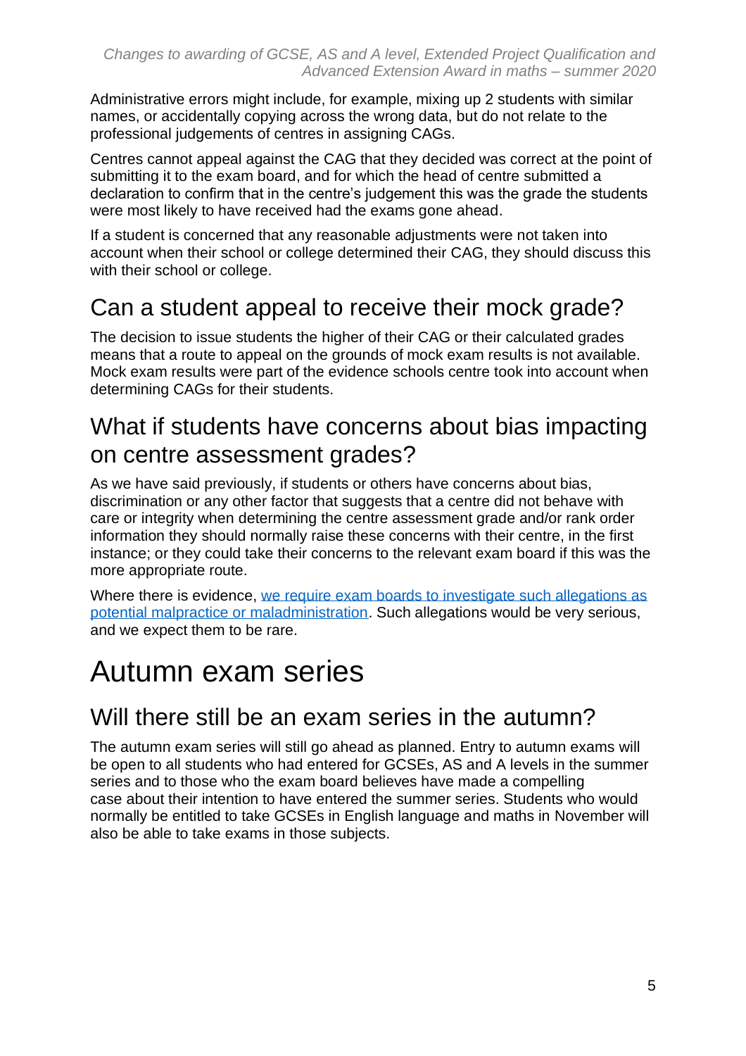Administrative errors might include, for example, mixing up 2 students with similar names, or accidentally copying across the wrong data, but do not relate to the professional judgements of centres in assigning CAGs.

Centres cannot appeal against the CAG that they decided was correct at the point of submitting it to the exam board, and for which the head of centre submitted a declaration to confirm that in the centre's judgement this was the grade the students were most likely to have received had the exams gone ahead.

If a student is concerned that any reasonable adjustments were not taken into account when their school or college determined their CAG, they should discuss this with their school or college.

## Can a student appeal to receive their mock grade?

The decision to issue students the higher of their CAG or their calculated grades means that a route to appeal on the grounds of mock exam results is not available. Mock exam results were part of the evidence schools centre took into account when determining CAGs for their students.

## What if students have concerns about bias impacting on centre assessment grades?

As we have said previously, if students or others have concerns about bias, discrimination or any other factor that suggests that a centre did not behave with care or integrity when determining the centre assessment grade and/or rank order information they should normally raise these concerns with their centre, in the first instance; or they could take their concerns to the relevant exam board if this was the more appropriate route.

Where there is evidence, [we require exam boards to investigate such allegations as potential malpractice or maladministration](). Such allegations would be very serious, and we expect them to be rare.

# Autumn exam series

## Will there still be an exam series in the autumn?

The autumn exam series will still go ahead as planned. Entry to autumn exams will be open to all students who had entered for GCSEs, AS and A levels in the summer series and to those who the exam board believes have made a compelling case about their intention to have entered the summer series. Students who would normally be entitled to take GCSEs in English language and maths in November will also be able to take exams in those subjects.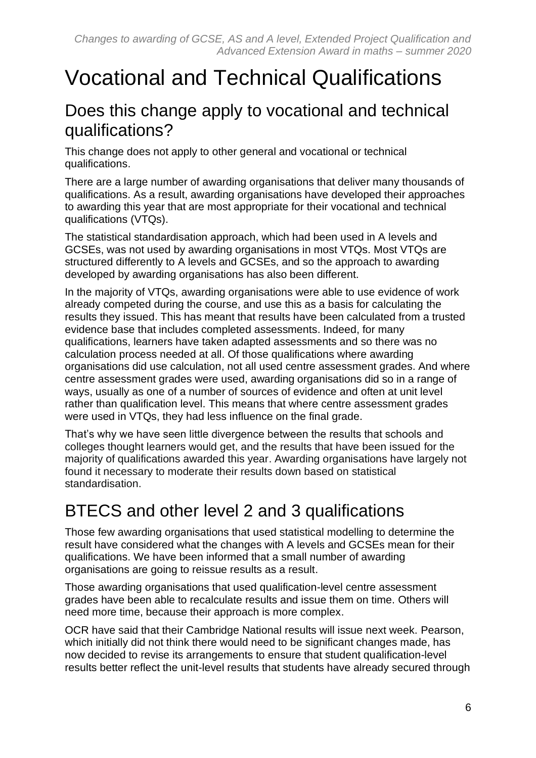# Vocational and Technical Qualifications

## Does this change apply to vocational and technical qualifications?

This change does not apply to other general and vocational or technical qualifications.

There are a large number of awarding organisations that deliver many thousands of qualifications. As a result, awarding organisations have developed their approaches to awarding this year that are most appropriate for their vocational and technical qualifications (VTQs).

The statistical standardisation approach, which had been used in A levels and GCSEs, was not used by awarding organisations in most VTQs. Most VTQs are structured differently to A levels and GCSEs, and so the approach to awarding developed by awarding organisations has also been different.

In the majority of VTQs, awarding organisations were able to use evidence of work already competed during the course, and use this as a basis for calculating the results they issued. This has meant that results have been calculated from a trusted evidence base that includes completed assessments. Indeed, for many qualifications, learners have taken adapted assessments and so there was no calculation process needed at all. Of those qualifications where awarding organisations did use calculation, not all used centre assessment grades. And where centre assessment grades were used, awarding organisations did so in a range of ways, usually as one of a number of sources of evidence and often at unit level rather than qualification level. This means that where centre assessment grades were used in VTQs, they had less influence on the final grade.

That's why we have seen little divergence between the results that schools and colleges thought learners would get, and the results that have been issued for the majority of qualifications awarded this year. Awarding organisations have largely not found it necessary to moderate their results down based on statistical standardisation.

## BTECS and other level 2 and 3 qualifications

Those few awarding organisations that used statistical modelling to determine the result have considered what the changes with A levels and GCSEs mean for their qualifications. We have been informed that a small number of awarding organisations are going to reissue results as a result.

Those awarding organisations that used qualification-level centre assessment grades have been able to recalculate results and issue them on time. Others will need more time, because their approach is more complex.

OCR have said that their Cambridge National results will issue next week. Pearson, which initially did not think there would need to be significant changes made, has now decided to revise its arrangements to ensure that student qualification-level results better reflect the unit-level results that students have already secured through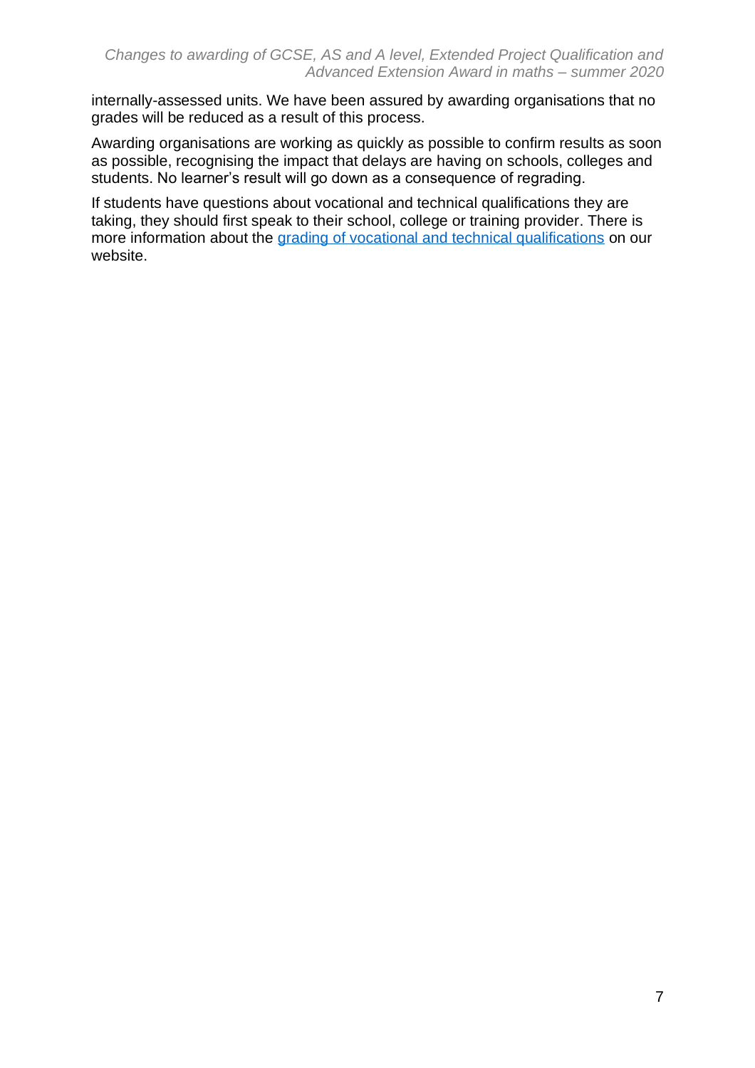internally-assessed units. We have been assured by awarding organisations that no grades will be reduced as a result of this process.

Awarding organisations are working as quickly as possible to confirm results as soon as possible, recognising the impact that delays are having on schools, colleges and students. No learner's result will go down as a consequence of regrading.

If students have questions about vocational and technical qualifications they are taking, they should first speak to their school, college or training provider. There is more information about the grading of vocational and technical qualifications on our website.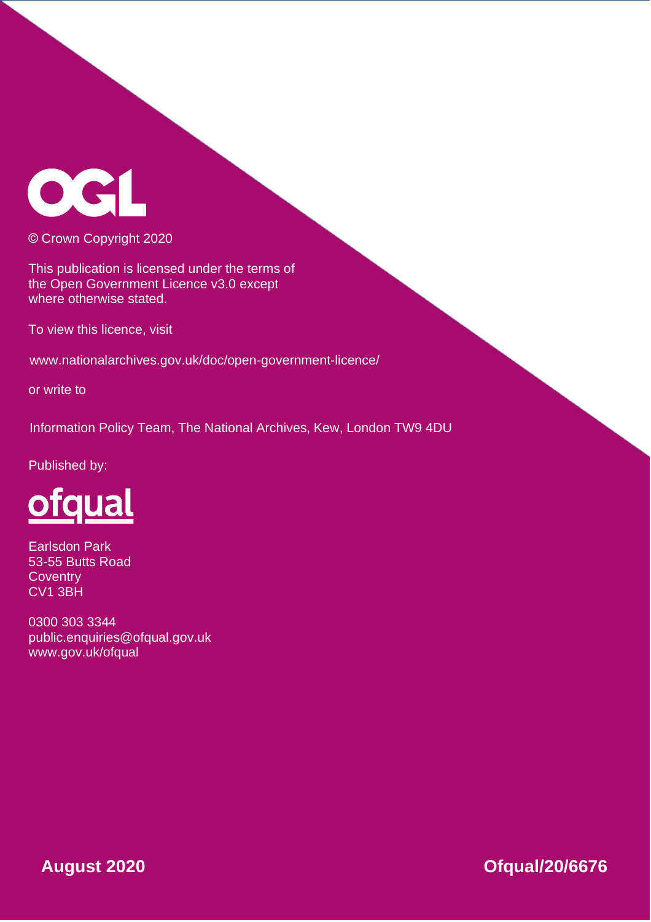OGL

© Crown Copyright 2020

This publication is licensed under the terms of the Open Government Licence v3.0 except where otherwise stated.

To view this licence, visit

www.nationalarchives.gov.uk/doc/open-government-licence/

or write to

Information Policy Team, The National Archives, Kew, London TW9 4DU

Published by:

ofqual

Earlsdon Park
53-55 Butts Road
Coventry
CV1 3BH

0300 303 3344
public.enquiries@ofqual.gov.uk
www.gov.uk/ofqual

**August 2020** **Ofqual/20/6676**